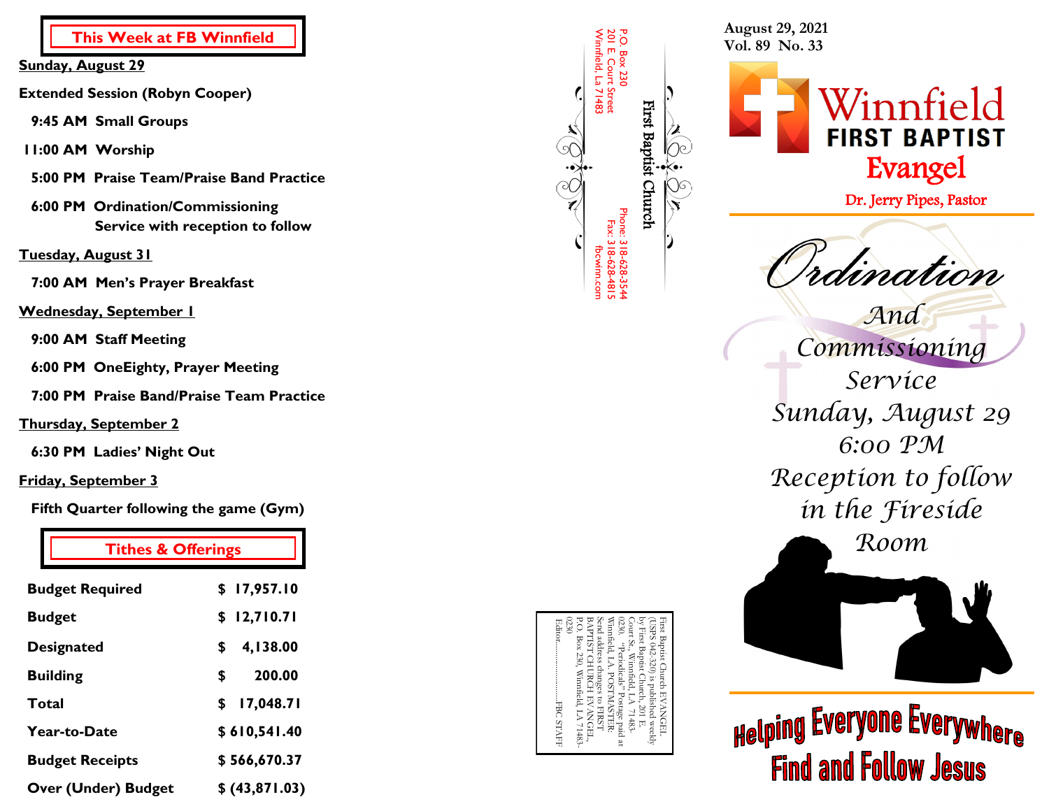## This Week at FB Winnfield

**Sunday, August 29**

**Extended Session (Robyn Cooper)**

**9:45 AM Small Groups**

**11:00 AM Worship**

**5:00 PM Praise Team/Praise Band Practice**

**6:00 PM Ordination/Commissioning Service with reception to follow**

**Tuesday, August 31**

**7:00 AM Men's Prayer Breakfast**

**Wednesday, September 1**

**9:00 AM Staff Meeting**

**6:00 PM OneEighty, Prayer Meeting**

**7:00 PM Praise Band/Praise Team Practice**

**Thursday, September 2**

**6:30 PM Ladies' Night Out**

**Friday, September 3**

**Fifth Quarter following the game (Gym)**

## Tithes & Offerings

| | |
|---|---|
| **Budget Required** | **$ 17,957.10** |
| **Budget** | **$ 12,710.71** |
| **Designated** | **$ 4,138.00** |
| **Building** | **$ 200.00** |
| **Total** | **$ 17,048.71** |
| **Year-to-Date** | **$ 610,541.40** |
| **Budget Receipts** | **$ 566,670.37** |
| **Over (Under) Budget** | **$ (43,871.03)** |

First Baptist Church

P.O. Box 230
201 E. Court Street
Winnfield, La 71483

Phone: 318-628-3544
Fax: 318-628-4815
fbcwinn.com

First Baptist Church EVANGEL (USPS 042-320) is published weekly by First Baptist Church, 201 E. Court St., Winnfield, LA 71483-0230. "Periodicals" Postage paid at Winnfield, LA. POSTMASTER: Send address changes to FIRST BAPTIST CHURCH EVANGEL, P.O. Box 230, Winnfield, LA 71483-0230
Editor.......................FBC STAFF

August 29, 2021
Vol. 89 No. 33

# Winnfield FIRST BAPTIST Evangel

Dr. Jerry Pipes, Pastor

## *Ordination And Commissioning Service*

*Sunday, August 29*
*6:00 PM*
*Reception to follow in the Fireside Room*

**Helping Everyone Everywhere Find and Follow Jesus**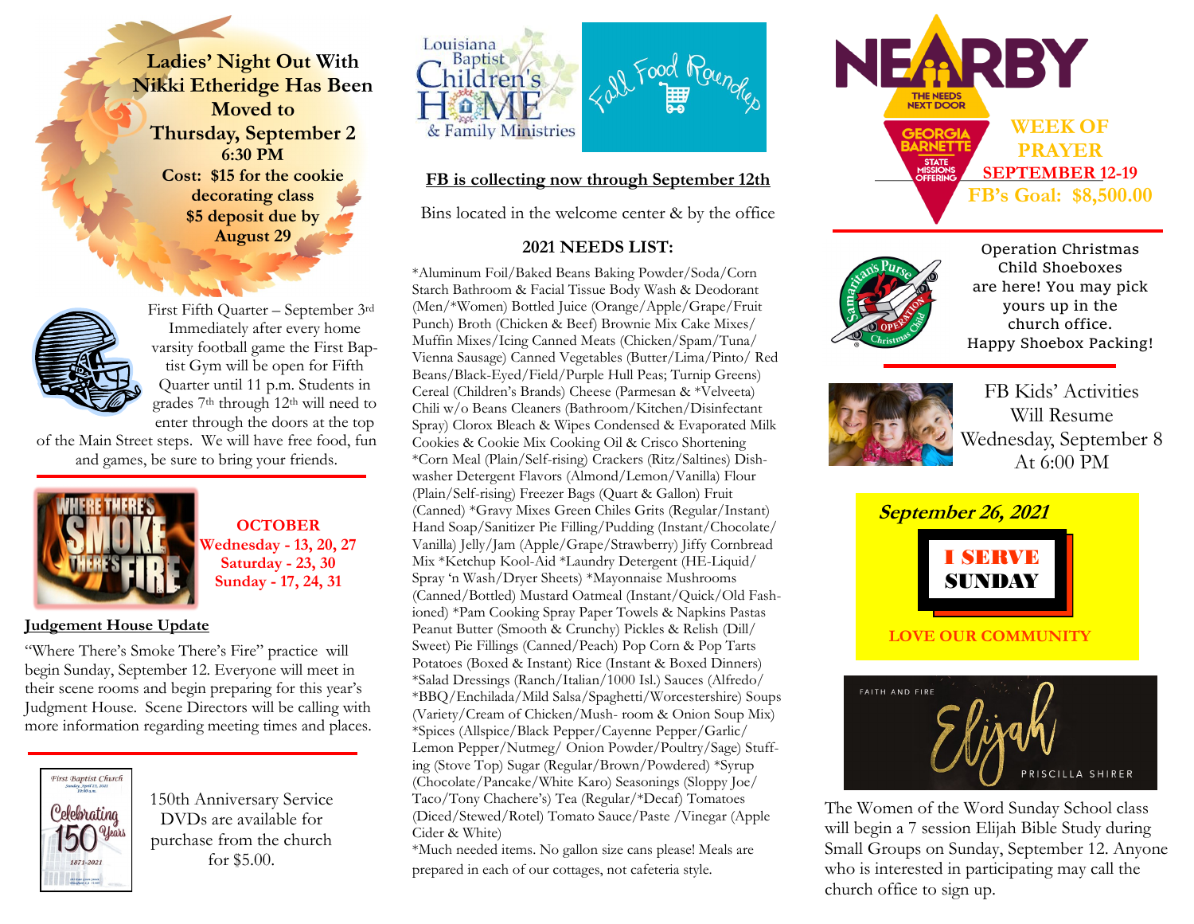**Ladies' Night Out With Nikki Etheridge Has Been Moved to Thursday, September 2**
**6:30 PM**
**Cost: $15 for the cookie decorating class**
**$5 deposit due by August 29**

First Fifth Quarter – September 3rd
Immediately after every home varsity football game the First Baptist Gym will be open for Fifth Quarter until 11 p.m. Students in grades 7th through 12th will need to enter through the doors at the top of the Main Street steps. We will have free food, fun and games, be sure to bring your friends.

WHERE THERE'S SMOKE THERE'S FIRE

**OCTOBER**
**Wednesday - 13, 20, 27**
**Saturday - 23, 30**
**Sunday - 17, 24, 31**

**Judgement House Update**

"Where There's Smoke There's Fire" practice will begin Sunday, September 12. Everyone will meet in their scene rooms and begin preparing for this year's Judgment House. Scene Directors will be calling with more information regarding meeting times and places.

First Baptist Church
Sunday, April 25, 2021
10:30 a.m.
Celebrating 150 Years
1871-2021

150th Anniversary Service DVDs are available for purchase from the church for $5.00.

Louisiana Baptist Children's Home & Family Ministries

Fall Food Roundup

**FB is collecting now through September 12th**

Bins located in the welcome center & by the office

**2021 NEEDS LIST:**

*Aluminum Foil/Baked Beans Baking Powder/Soda/Corn Starch Bathroom & Facial Tissue Body Wash & Deodorant (Men/*Women) Bottled Juice (Orange/Apple/Grape/Fruit Punch) Broth (Chicken & Beef) Brownie Mix Cake Mixes/ Muffin Mixes/Icing Canned Meats (Chicken/Spam/Tuna/ Vienna Sausage) Canned Vegetables (Butter/Lima/Pinto/ Red Beans/Black-Eyed/Field/Purple Hull Peas; Turnip Greens) Cereal (Children's Brands) Cheese (Parmesan & *Velveeta) Chili w/o Beans Cleaners (Bathroom/Kitchen/Disinfectant Spray) Clorox Bleach & Wipes Condensed & Evaporated Milk Cookies & Cookie Mix Cooking Oil & Crisco Shortening *Corn Meal (Plain/Self-rising) Crackers (Ritz/Saltines) Dish-washer Detergent Flavors (Almond/Lemon/Vanilla) Flour (Plain/Self-rising) Freezer Bags (Quart & Gallon) Fruit (Canned) *Gravy Mixes Green Chiles Grits (Regular/Instant) Hand Soap/Sanitizer Pie Filling/Pudding (Instant/Chocolate/ Vanilla) Jelly/Jam (Apple/Grape/Strawberry) Jiffy Cornbread Mix *Ketchup Kool-Aid *Laundry Detergent (HE-Liquid/ Spray 'n Wash/Dryer Sheets) *Mayonnaise Mushrooms (Canned/Bottled) Mustard Oatmeal (Instant/Quick/Old Fash-ioned) *Pam Cooking Spray Paper Towels & Napkins Pastas Peanut Butter (Smooth & Crunchy) Pickles & Relish (Dill/ Sweet) Pie Fillings (Canned/Peach) Pop Corn & Pop Tarts Potatoes (Boxed & Instant) Rice (Instant & Boxed Dinners) *Salad Dressings (Ranch/Italian/1000 Isl.) Sauces (Alfredo/ *BBQ/Enchilada/Mild Salsa/Spaghetti/Worcestershire) Soups (Variety/Cream of Chicken/Mush- room & Onion Soup Mix) *Spices (Allspice/Black Pepper/Cayenne Pepper/Garlic/ Lemon Pepper/Nutmeg/ Onion Powder/Poultry/Sage) Stuff-ing (Stove Top) Sugar (Regular/Brown/Powdered) *Syrup (Chocolate/Pancake/White Karo) Seasonings (Sloppy Joe/ Taco/Tony Chachere's) Tea (Regular/*Decaf) Tomatoes (Diced/Stewed/Rotel) Tomato Sauce/Paste /Vinegar (Apple Cider & White)

*Much needed items. No gallon size cans please! Meals are prepared in each of our cottages, not cafeteria style.

NEARBY
THE NEEDS NEXT DOOR
GEORGIA BARNETTE STATE MISSIONS OFFERING

**WEEK OF PRAYER**
**SEPTEMBER 12-19**
**FB's Goal: $8,500.00**

Samaritan's Purse Operation Christmas Child

Operation Christmas Child Shoeboxes are here! You may pick yours up in the church office. Happy Shoebox Packing!

FB Kids' Activities Will Resume Wednesday, September 8 At 6:00 PM

***September 26, 2021***

**I SERVE SUNDAY**

**LOVE OUR COMMUNITY**

FAITH AND FIRE
Elijah
PRISCILLA SHIRER

The Women of the Word Sunday School class will begin a 7 session Elijah Bible Study during Small Groups on Sunday, September 12. Anyone who is interested in participating may call the church office to sign up.